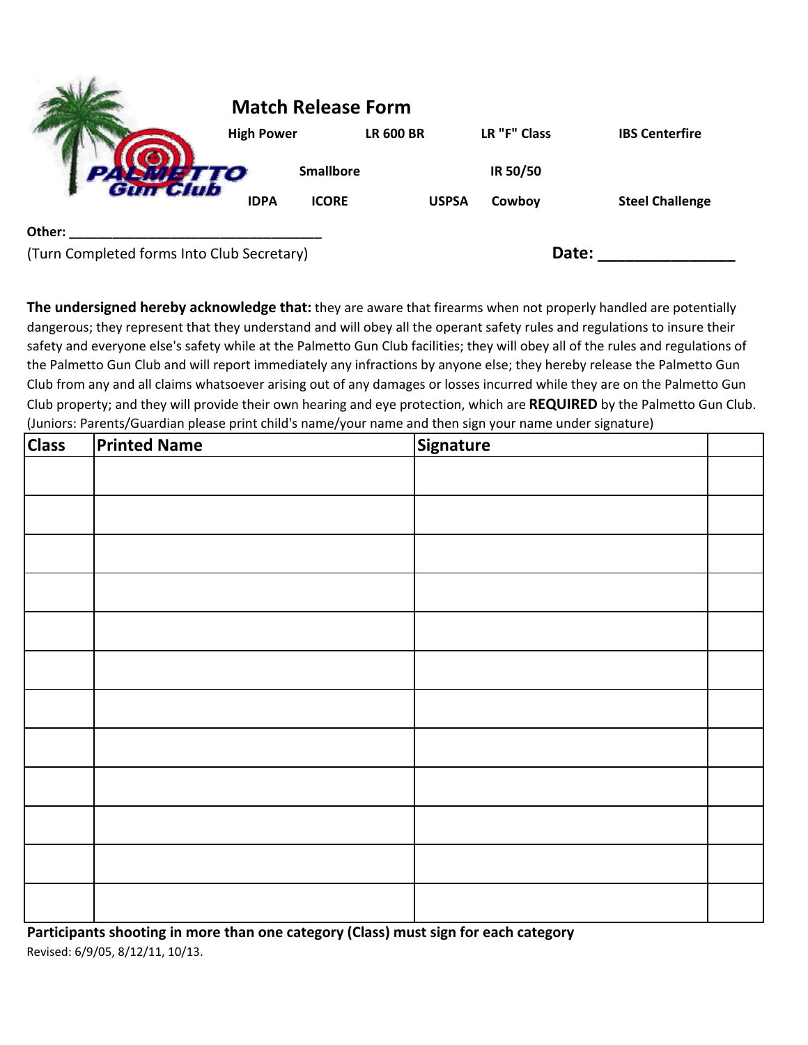PALMETTO Gun Club

# Match Release Form

High Power | LR 600 BR | LR "F" Class | IBS Centerfire

Smallbore | IR 50/50

IDPA | ICORE | USPSA | Cowboy | Steel Challenge

**Other:** ________________________________

(Turn Completed forms Into Club Secretary)

**Date:** _______________

**The undersigned hereby acknowledge that:** they are aware that firearms when not properly handled are potentially dangerous; they represent that they understand and will obey all the operant safety rules and regulations to insure their safety and everyone else's safety while at the Palmetto Gun Club facilities; they will obey all of the rules and regulations of the Palmetto Gun Club and will report immediately any infractions by anyone else; they hereby release the Palmetto Gun Club from any and all claims whatsoever arising out of any damages or losses incurred while they are on the Palmetto Gun Club property; and they will provide their own hearing and eye protection, which are **REQUIRED** by the Palmetto Gun Club. (Juniors: Parents/Guardian please print child's name/your name and then sign your name under signature)

| Class | Printed Name | Signature | |
|---|---|---|---|
| | | | |
| | | | |
| | | | |
| | | | |
| | | | |
| | | | |
| | | | |
| | | | |
| | | | |
| | | | |
| | | | |
| | | | |

**Participants shooting in more than one category (Class) must sign for each category**

Revised: 6/9/05, 8/12/11, 10/13.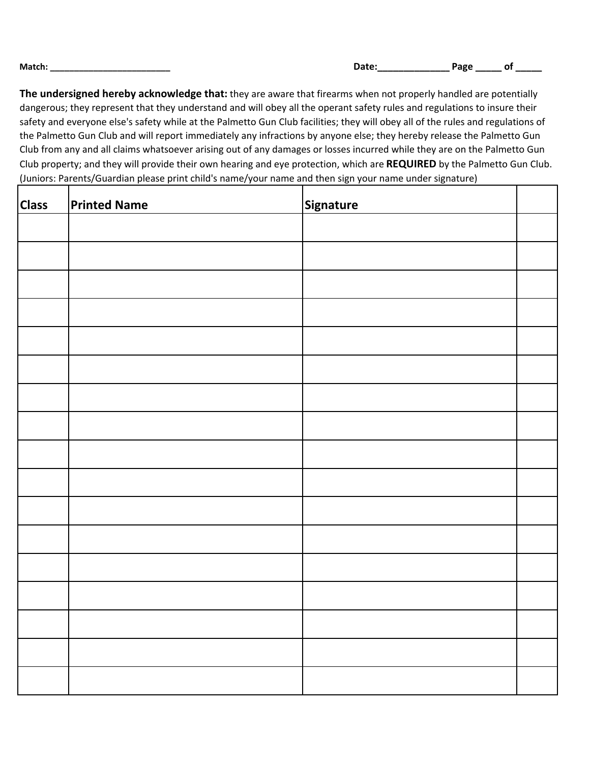Match: ________________________ Date:_____________ Page _____ of _____

**The undersigned hereby acknowledge that:** they are aware that firearms when not properly handled are potentially dangerous; they represent that they understand and will obey all the operant safety rules and regulations to insure their safety and everyone else's safety while at the Palmetto Gun Club facilities; they will obey all of the rules and regulations of the Palmetto Gun Club and will report immediately any infractions by anyone else; they hereby release the Palmetto Gun Club from any and all claims whatsoever arising out of any damages or losses incurred while they are on the Palmetto Gun Club property; and they will provide their own hearing and eye protection, which are **REQUIRED** by the Palmetto Gun Club. (Juniors: Parents/Guardian please print child's name/your name and then sign your name under signature)

| Class | Printed Name | Signature | |
|---|---|---|---|
| | | | |
| | | | |
| | | | |
| | | | |
| | | | |
| | | | |
| | | | |
| | | | |
| | | | |
| | | | |
| | | | |
| | | | |
| | | | |
| | | | |
| | | | |
| | | | |
| | | | |